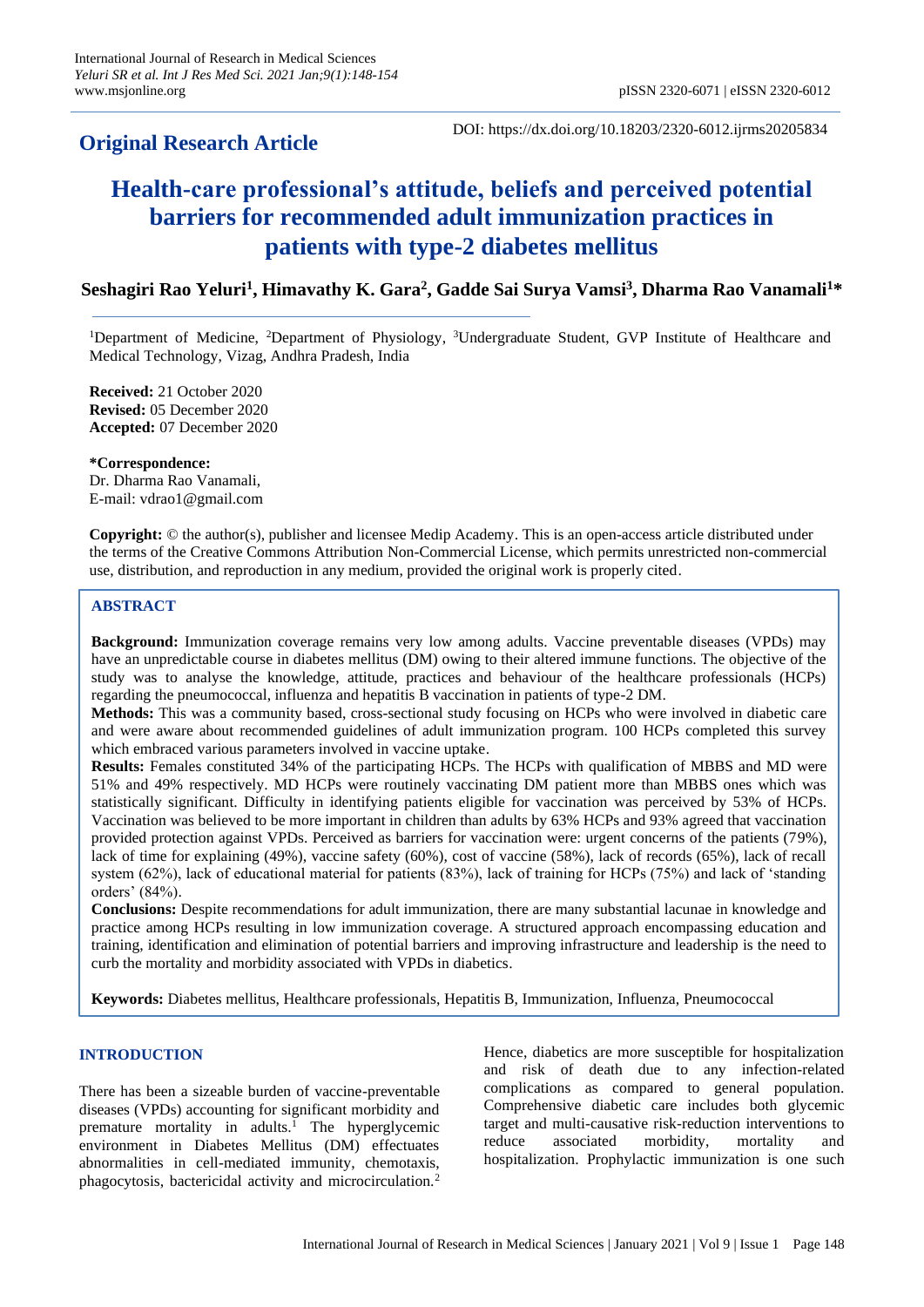**Original Research Article**

DOI: https://dx.doi.org/10.18203/2320-6012.ijrms20205834

# Health-care professional's attitude, beliefs and perceived potential barriers for recommended adult immunization practices in patients with type-2 diabetes mellitus

**Seshagiri Rao Yeluri[1], Himavathy K. Gara[2], Gadde Sai Surya Vamsi[3], Dharma Rao Vanamali[1]***

[1]Department of Medicine, [2]Department of Physiology, [3]Undergraduate Student, GVP Institute of Healthcare and Medical Technology, Vizag, Andhra Pradesh, India

**Received:** 21 October 2020
**Revised:** 05 December 2020
**Accepted:** 07 December 2020

***Correspondence:**
Dr. Dharma Rao Vanamali,
E-mail: vdrao1@gmail.com

**Copyright:** © the author(s), publisher and licensee Medip Academy. This is an open-access article distributed under the terms of the Creative Commons Attribution Non-Commercial License, which permits unrestricted non-commercial use, distribution, and reproduction in any medium, provided the original work is properly cited.

## ABSTRACT

**Background:** Immunization coverage remains very low among adults. Vaccine preventable diseases (VPDs) may have an unpredictable course in diabetes mellitus (DM) owing to their altered immune functions. The objective of the study was to analyse the knowledge, attitude, practices and behaviour of the healthcare professionals (HCPs) regarding the pneumococcal, influenza and hepatitis B vaccination in patients of type-2 DM.

**Methods:** This was a community based, cross-sectional study focusing on HCPs who were involved in diabetic care and were aware about recommended guidelines of adult immunization program. 100 HCPs completed this survey which embraced various parameters involved in vaccine uptake.

**Results:** Females constituted 34% of the participating HCPs. The HCPs with qualification of MBBS and MD were 51% and 49% respectively. MD HCPs were routinely vaccinating DM patient more than MBBS ones which was statistically significant. Difficulty in identifying patients eligible for vaccination was perceived by 53% of HCPs. Vaccination was believed to be more important in children than adults by 63% HCPs and 93% agreed that vaccination provided protection against VPDs. Perceived as barriers for vaccination were: urgent concerns of the patients (79%), lack of time for explaining (49%), vaccine safety (60%), cost of vaccine (58%), lack of records (65%), lack of recall system (62%), lack of educational material for patients (83%), lack of training for HCPs (75%) and lack of 'standing orders' (84%).

**Conclusions:** Despite recommendations for adult immunization, there are many substantial lacunae in knowledge and practice among HCPs resulting in low immunization coverage. A structured approach encompassing education and training, identification and elimination of potential barriers and improving infrastructure and leadership is the need to curb the mortality and morbidity associated with VPDs in diabetics.

**Keywords:** Diabetes mellitus, Healthcare professionals, Hepatitis B, Immunization, Influenza, Pneumococcal

## INTRODUCTION

There has been a sizeable burden of vaccine-preventable diseases (VPDs) accounting for significant morbidity and premature mortality in adults.[1] The hyperglycemic environment in Diabetes Mellitus (DM) effectuates abnormalities in cell-mediated immunity, chemotaxis, phagocytosis, bactericidal activity and microcirculation.[2] Hence, diabetics are more susceptible for hospitalization and risk of death due to any infection-related complications as compared to general population. Comprehensive diabetic care includes both glycemic target and multi-causative risk-reduction interventions to reduce associated morbidity, mortality and hospitalization. Prophylactic immunization is one such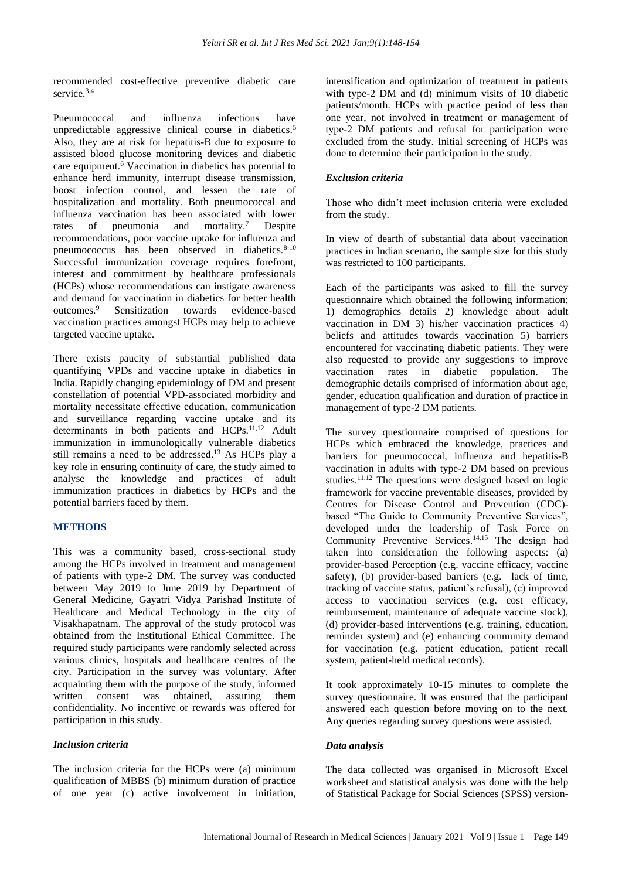recommended cost-effective preventive diabetic care service.[3,4]

Pneumococcal and influenza infections have unpredictable aggressive clinical course in diabetics.[5] Also, they are at risk for hepatitis-B due to exposure to assisted blood glucose monitoring devices and diabetic care equipment.[6] Vaccination in diabetics has potential to enhance herd immunity, interrupt disease transmission, boost infection control, and lessen the rate of hospitalization and mortality. Both pneumococcal and influenza vaccination has been associated with lower rates of pneumonia and mortality.[7] Despite recommendations, poor vaccine uptake for influenza and pneumococcus has been observed in diabetics.[8-10] Successful immunization coverage requires forefront, interest and commitment by healthcare professionals (HCPs) whose recommendations can instigate awareness and demand for vaccination in diabetics for better health outcomes.[9] Sensitization towards evidence-based vaccination practices amongst HCPs may help to achieve targeted vaccine uptake.

There exists paucity of substantial published data quantifying VPDs and vaccine uptake in diabetics in India. Rapidly changing epidemiology of DM and present constellation of potential VPD-associated morbidity and mortality necessitate effective education, communication and surveillance regarding vaccine uptake and its determinants in both patients and HCPs.[11,12] Adult immunization in immunologically vulnerable diabetics still remains a need to be addressed.[13] As HCPs play a key role in ensuring continuity of care, the study aimed to analyse the knowledge and practices of adult immunization practices in diabetics by HCPs and the potential barriers faced by them.

## METHODS

This was a community based, cross-sectional study among the HCPs involved in treatment and management of patients with type-2 DM. The survey was conducted between May 2019 to June 2019 by Department of General Medicine, Gayatri Vidya Parishad Institute of Healthcare and Medical Technology in the city of Visakhapatnam. The approval of the study protocol was obtained from the Institutional Ethical Committee. The required study participants were randomly selected across various clinics, hospitals and healthcare centres of the city. Participation in the survey was voluntary. After acquainting them with the purpose of the study, informed written consent was obtained, assuring them confidentiality. No incentive or rewards was offered for participation in this study.

### Inclusion criteria

The inclusion criteria for the HCPs were (a) minimum qualification of MBBS (b) minimum duration of practice of one year (c) active involvement in initiation, intensification and optimization of treatment in patients with type-2 DM and (d) minimum visits of 10 diabetic patients/month. HCPs with practice period of less than one year, not involved in treatment or management of type-2 DM patients and refusal for participation were excluded from the study. Initial screening of HCPs was done to determine their participation in the study.

### Exclusion criteria

Those who didn't meet inclusion criteria were excluded from the study.

In view of dearth of substantial data about vaccination practices in Indian scenario, the sample size for this study was restricted to 100 participants.

Each of the participants was asked to fill the survey questionnaire which obtained the following information: 1) demographics details 2) knowledge about adult vaccination in DM 3) his/her vaccination practices 4) beliefs and attitudes towards vaccination 5) barriers encountered for vaccinating diabetic patients. They were also requested to provide any suggestions to improve vaccination rates in diabetic population. The demographic details comprised of information about age, gender, education qualification and duration of practice in management of type-2 DM patients.

The survey questionnaire comprised of questions for HCPs which embraced the knowledge, practices and barriers for pneumococcal, influenza and hepatitis-B vaccination in adults with type-2 DM based on previous studies.[11,12] The questions were designed based on logic framework for vaccine preventable diseases, provided by Centres for Disease Control and Prevention (CDC)-based "The Guide to Community Preventive Services", developed under the leadership of Task Force on Community Preventive Services.[14,15] The design had taken into consideration the following aspects: (a) provider-based Perception (e.g. vaccine efficacy, vaccine safety), (b) provider-based barriers (e.g. lack of time, tracking of vaccine status, patient's refusal), (c) improved access to vaccination services (e.g. cost efficacy, reimbursement, maintenance of adequate vaccine stock), (d) provider-based interventions (e.g. training, education, reminder system) and (e) enhancing community demand for vaccination (e.g. patient education, patient recall system, patient-held medical records).

It took approximately 10-15 minutes to complete the survey questionnaire. It was ensured that the participant answered each question before moving on to the next. Any queries regarding survey questions were assisted.

### Data analysis

The data collected was organised in Microsoft Excel worksheet and statistical analysis was done with the help of Statistical Package for Social Sciences (SPSS) version-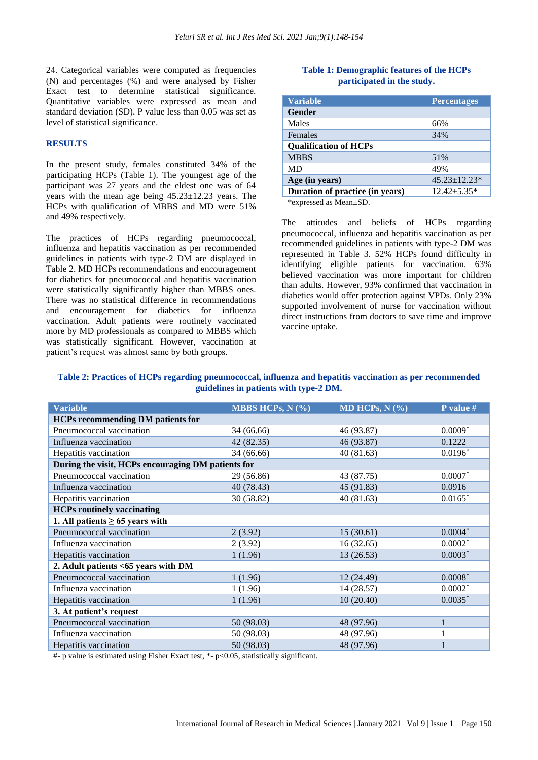24. Categorical variables were computed as frequencies (N) and percentages (%) and were analysed by Fisher Exact test to determine statistical significance. Quantitative variables were expressed as mean and standard deviation (SD). P value less than 0.05 was set as level of statistical significance.

## RESULTS

In the present study, females constituted 34% of the participating HCPs (Table 1). The youngest age of the participant was 27 years and the eldest one was of 64 years with the mean age being 45.23±12.23 years. The HCPs with qualification of MBBS and MD were 51% and 49% respectively.

The practices of HCPs regarding pneumococcal, influenza and hepatitis vaccination as per recommended guidelines in patients with type-2 DM are displayed in Table 2. MD HCPs recommendations and encouragement for diabetics for pneumococcal and hepatitis vaccination were statistically significantly higher than MBBS ones. There was no statistical difference in recommendations and encouragement for diabetics for influenza vaccination. Adult patients were routinely vaccinated more by MD professionals as compared to MBBS which was statistically significant. However, vaccination at patient's request was almost same by both groups.

**Table 1: Demographic features of the HCPs participated in the study.**

| Variable | Percentages |
|---|---|
| **Gender** | |
| Males | 66% |
| Females | 34% |
| **Qualification of HCPs** | |
| MBBS | 51% |
| MD | 49% |
| **Age (in years)** | 45.23±12.23* |
| **Duration of practice (in years)** | 12.42±5.35* |

*expressed as Mean±SD.

The attitudes and beliefs of HCPs regarding pneumococcal, influenza and hepatitis vaccination as per recommended guidelines in patients with type-2 DM was represented in Table 3. 52% HCPs found difficulty in identifying eligible patients for vaccination. 63% believed vaccination was more important for children than adults. However, 93% confirmed that vaccination in diabetics would offer protection against VPDs. Only 23% supported involvement of nurse for vaccination without direct instructions from doctors to save time and improve vaccine uptake.

**Table 2: Practices of HCPs regarding pneumococcal, influenza and hepatitis vaccination as per recommended guidelines in patients with type-2 DM.**

| Variable | MBBS HCPs, N (%) | MD HCPs, N (%) | P value # |
|---|---|---|---|
| **HCPs recommending DM patients for** | | | |
| Pneumococcal vaccination | 34 (66.66) | 46 (93.87) | 0.0009* |
| Influenza vaccination | 42 (82.35) | 46 (93.87) | 0.1222 |
| Hepatitis vaccination | 34 (66.66) | 40 (81.63) | 0.0196* |
| **During the visit, HCPs encouraging DM patients for** | | | |
| Pneumococcal vaccination | 29 (56.86) | 43 (87.75) | 0.0007* |
| Influenza vaccination | 40 (78.43) | 45 (91.83) | 0.0916 |
| Hepatitis vaccination | 30 (58.82) | 40 (81.63) | 0.0165* |
| **HCPs routinely vaccinating** | | | |
| **1. All patients ≥ 65 years with** | | | |
| Pneumococcal vaccination | 2 (3.92) | 15 (30.61) | 0.0004* |
| Influenza vaccination | 2 (3.92) | 16 (32.65) | 0.0002* |
| Hepatitis vaccination | 1 (1.96) | 13 (26.53) | 0.0003* |
| **2. Adult patients <65 years with DM** | | | |
| Pneumococcal vaccination | 1 (1.96) | 12 (24.49) | 0.0008* |
| Influenza vaccination | 1 (1.96) | 14 (28.57) | 0.0002* |
| Hepatitis vaccination | 1 (1.96) | 10 (20.40) | 0.0035* |
| **3. At patient's request** | | | |
| Pneumococcal vaccination | 50 (98.03) | 48 (97.96) | 1 |
| Influenza vaccination | 50 (98.03) | 48 (97.96) | 1 |
| Hepatitis vaccination | 50 (98.03) | 48 (97.96) | 1 |

#- p value is estimated using Fisher Exact test, *- p<0.05, statistically significant.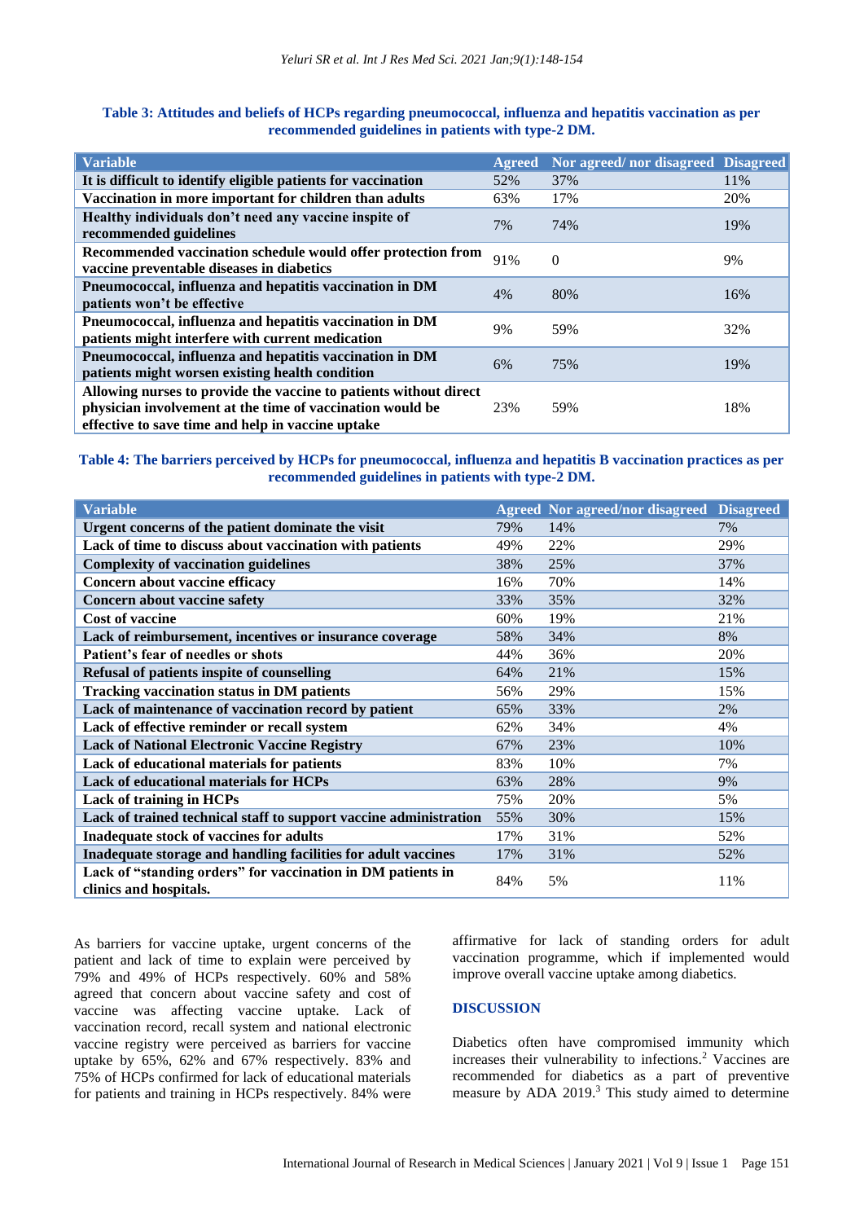**Table 3: Attitudes and beliefs of HCPs regarding pneumococcal, influenza and hepatitis vaccination as per recommended guidelines in patients with type-2 DM.**

| Variable | Agreed | Nor agreed/ nor disagreed | Disagreed |
|---|---|---|---|
| It is difficult to identify eligible patients for vaccination | 52% | 37% | 11% |
| Vaccination in more important for children than adults | 63% | 17% | 20% |
| Healthy individuals don't need any vaccine inspite of recommended guidelines | 7% | 74% | 19% |
| Recommended vaccination schedule would offer protection from vaccine preventable diseases in diabetics | 91% | 0 | 9% |
| Pneumococcal, influenza and hepatitis vaccination in DM patients won't be effective | 4% | 80% | 16% |
| Pneumococcal, influenza and hepatitis vaccination in DM patients might interfere with current medication | 9% | 59% | 32% |
| Pneumococcal, influenza and hepatitis vaccination in DM patients might worsen existing health condition | 6% | 75% | 19% |
| Allowing nurses to provide the vaccine to patients without direct physician involvement at the time of vaccination would be effective to save time and help in vaccine uptake | 23% | 59% | 18% |

**Table 4: The barriers perceived by HCPs for pneumococcal, influenza and hepatitis B vaccination practices as per recommended guidelines in patients with type-2 DM.**

| Variable | Agreed | Nor agreed/nor disagreed | Disagreed |
|---|---|---|---|
| Urgent concerns of the patient dominate the visit | 79% | 14% | 7% |
| Lack of time to discuss about vaccination with patients | 49% | 22% | 29% |
| Complexity of vaccination guidelines | 38% | 25% | 37% |
| Concern about vaccine efficacy | 16% | 70% | 14% |
| Concern about vaccine safety | 33% | 35% | 32% |
| Cost of vaccine | 60% | 19% | 21% |
| Lack of reimbursement, incentives or insurance coverage | 58% | 34% | 8% |
| Patient's fear of needles or shots | 44% | 36% | 20% |
| Refusal of patients inspite of counselling | 64% | 21% | 15% |
| Tracking vaccination status in DM patients | 56% | 29% | 15% |
| Lack of maintenance of vaccination record by patient | 65% | 33% | 2% |
| Lack of effective reminder or recall system | 62% | 34% | 4% |
| Lack of National Electronic Vaccine Registry | 67% | 23% | 10% |
| Lack of educational materials for patients | 83% | 10% | 7% |
| Lack of educational materials for HCPs | 63% | 28% | 9% |
| Lack of training in HCPs | 75% | 20% | 5% |
| Lack of trained technical staff to support vaccine administration | 55% | 30% | 15% |
| Inadequate stock of vaccines for adults | 17% | 31% | 52% |
| Inadequate storage and handling facilities for adult vaccines | 17% | 31% | 52% |
| Lack of "standing orders" for vaccination in DM patients in clinics and hospitals. | 84% | 5% | 11% |

As barriers for vaccine uptake, urgent concerns of the patient and lack of time to explain were perceived by 79% and 49% of HCPs respectively. 60% and 58% agreed that concern about vaccine safety and cost of vaccine was affecting vaccine uptake. Lack of vaccination record, recall system and national electronic vaccine registry were perceived as barriers for vaccine uptake by 65%, 62% and 67% respectively. 83% and 75% of HCPs confirmed for lack of educational materials for patients and training in HCPs respectively. 84% were affirmative for lack of standing orders for adult vaccination programme, which if implemented would improve overall vaccine uptake among diabetics.

## DISCUSSION

Diabetics often have compromised immunity which increases their vulnerability to infections.[2] Vaccines are recommended for diabetics as a part of preventive measure by ADA 2019.[3] This study aimed to determine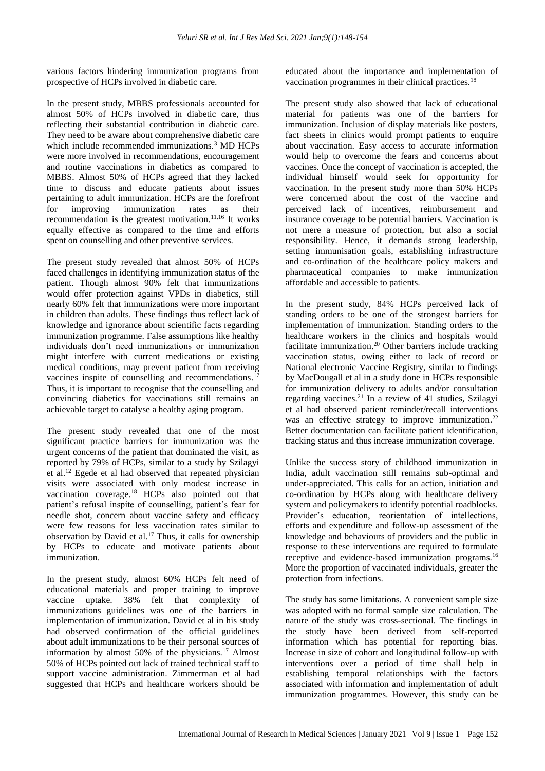various factors hindering immunization programs from prospective of HCPs involved in diabetic care.

In the present study, MBBS professionals accounted for almost 50% of HCPs involved in diabetic care, thus reflecting their substantial contribution in diabetic care. They need to be aware about comprehensive diabetic care which include recommended immunizations.[3] MD HCPs were more involved in recommendations, encouragement and routine vaccinations in diabetics as compared to MBBS. Almost 50% of HCPs agreed that they lacked time to discuss and educate patients about issues pertaining to adult immunization. HCPs are the forefront for improving immunization rates as their recommendation is the greatest motivation.[11,16] It works equally effective as compared to the time and efforts spent on counselling and other preventive services.

The present study revealed that almost 50% of HCPs faced challenges in identifying immunization status of the patient. Though almost 90% felt that immunizations would offer protection against VPDs in diabetics, still nearly 60% felt that immunizations were more important in children than adults. These findings thus reflect lack of knowledge and ignorance about scientific facts regarding immunization programme. False assumptions like healthy individuals don't need immunizations or immunization might interfere with current medications or existing medical conditions, may prevent patient from receiving vaccines inspite of counselling and recommendations.[17] Thus, it is important to recognise that the counselling and convincing diabetics for vaccinations still remains an achievable target to catalyse a healthy aging program.

The present study revealed that one of the most significant practice barriers for immunization was the urgent concerns of the patient that dominated the visit, as reported by 79% of HCPs, similar to a study by Szilagyi et al.[12] Egede et al had observed that repeated physician visits were associated with only modest increase in vaccination coverage.[18] HCPs also pointed out that patient's refusal inspite of counselling, patient's fear for needle shot, concern about vaccine safety and efficacy were few reasons for less vaccination rates similar to observation by David et al.[17] Thus, it calls for ownership by HCPs to educate and motivate patients about immunization.

In the present study, almost 60% HCPs felt need of educational materials and proper training to improve vaccine uptake. 38% felt that complexity of immunizations guidelines was one of the barriers in implementation of immunization. David et al in his study had observed confirmation of the official guidelines about adult immunizations to be their personal sources of information by almost 50% of the physicians.[17] Almost 50% of HCPs pointed out lack of trained technical staff to support vaccine administration. Zimmerman et al had suggested that HCPs and healthcare workers should be educated about the importance and implementation of vaccination programmes in their clinical practices.[18]

The present study also showed that lack of educational material for patients was one of the barriers for immunization. Inclusion of display materials like posters, fact sheets in clinics would prompt patients to enquire about vaccination. Easy access to accurate information would help to overcome the fears and concerns about vaccines. Once the concept of vaccination is accepted, the individual himself would seek for opportunity for vaccination. In the present study more than 50% HCPs were concerned about the cost of the vaccine and perceived lack of incentives, reimbursement and insurance coverage to be potential barriers. Vaccination is not mere a measure of protection, but also a social responsibility. Hence, it demands strong leadership, setting immunisation goals, establishing infrastructure and co-ordination of the healthcare policy makers and pharmaceutical companies to make immunization affordable and accessible to patients.

In the present study, 84% HCPs perceived lack of standing orders to be one of the strongest barriers for implementation of immunization. Standing orders to the healthcare workers in the clinics and hospitals would facilitate immunization.[20] Other barriers include tracking vaccination status, owing either to lack of record or National electronic Vaccine Registry, similar to findings by MacDougall et al in a study done in HCPs responsible for immunization delivery to adults and/or consultation regarding vaccines.[21] In a review of 41 studies, Szilagyi et al had observed patient reminder/recall interventions was an effective strategy to improve immunization.[22] Better documentation can facilitate patient identification, tracking status and thus increase immunization coverage.

Unlike the success story of childhood immunization in India, adult vaccination still remains sub-optimal and under-appreciated. This calls for an action, initiation and co-ordination by HCPs along with healthcare delivery system and policymakers to identify potential roadblocks. Provider's education, reorientation of intellections, efforts and expenditure and follow-up assessment of the knowledge and behaviours of providers and the public in response to these interventions are required to formulate receptive and evidence-based immunization programs.[16] More the proportion of vaccinated individuals, greater the protection from infections.

The study has some limitations. A convenient sample size was adopted with no formal sample size calculation. The nature of the study was cross-sectional. The findings in the study have been derived from self-reported information which has potential for reporting bias. Increase in size of cohort and longitudinal follow-up with interventions over a period of time shall help in establishing temporal relationships with the factors associated with information and implementation of adult immunization programmes. However, this study can be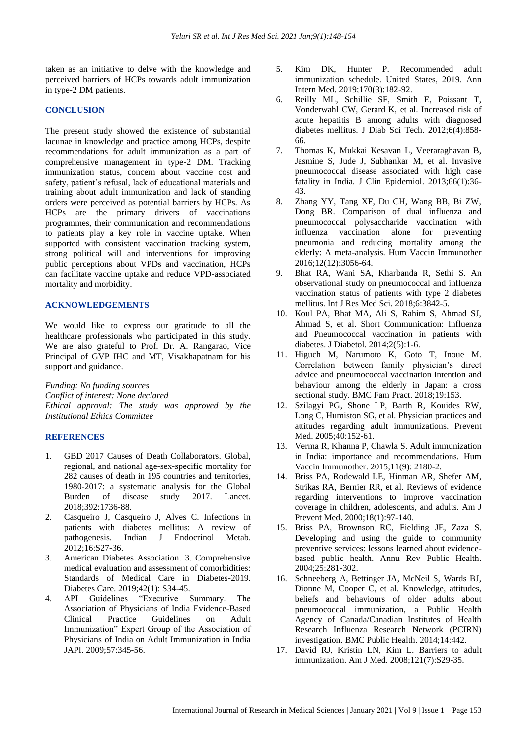taken as an initiative to delve with the knowledge and perceived barriers of HCPs towards adult immunization in type-2 DM patients.

## CONCLUSION

The present study showed the existence of substantial lacunae in knowledge and practice among HCPs, despite recommendations for adult immunization as a part of comprehensive management in type-2 DM. Tracking immunization status, concern about vaccine cost and safety, patient's refusal, lack of educational materials and training about adult immunization and lack of standing orders were perceived as potential barriers by HCPs. As HCPs are the primary drivers of vaccinations programmes, their communication and recommendations to patients play a key role in vaccine uptake. When supported with consistent vaccination tracking system, strong political will and interventions for improving public perceptions about VPDs and vaccination, HCPs can facilitate vaccine uptake and reduce VPD-associated mortality and morbidity.

## ACKNOWLEDGEMENTS

We would like to express our gratitude to all the healthcare professionals who participated in this study. We are also grateful to Prof. Dr. A. Rangarao, Vice Principal of GVP IHC and MT, Visakhapatnam for his support and guidance.

*Funding: No funding sources*
*Conflict of interest: None declared*
*Ethical approval: The study was approved by the Institutional Ethics Committee*

## REFERENCES

1. GBD 2017 Causes of Death Collaborators. Global, regional, and national age-sex-specific mortality for 282 causes of death in 195 countries and territories, 1980-2017: a systematic analysis for the Global Burden of disease study 2017. Lancet. 2018;392:1736-88.
2. Casqueiro J, Casqueiro J, Alves C. Infections in patients with diabetes mellitus: A review of pathogenesis. Indian J Endocrinol Metab. 2012;16:S27-36.
3. American Diabetes Association. 3. Comprehensive medical evaluation and assessment of comorbidities: Standards of Medical Care in Diabetes-2019. Diabetes Care. 2019;42(1): S34-45.
4. API Guidelines "Executive Summary. The Association of Physicians of India Evidence-Based Clinical Practice Guidelines on Adult Immunization" Expert Group of the Association of Physicians of India on Adult Immunization in India JAPI. 2009;57:345-56.
5. Kim DK, Hunter P. Recommended adult immunization schedule. United States, 2019. Ann Intern Med. 2019;170(3):182-92.
6. Reilly ML, Schillie SF, Smith E, Poissant T, Vonderwahl CW, Gerard K, et al. Increased risk of acute hepatitis B among adults with diagnosed diabetes mellitus. J Diab Sci Tech. 2012;6(4):858-66.
7. Thomas K, Mukkai Kesavan L, Veeraraghavan B, Jasmine S, Jude J, Subhankar M, et al. Invasive pneumococcal disease associated with high case fatality in India. J Clin Epidemiol. 2013;66(1):36-43.
8. Zhang YY, Tang XF, Du CH, Wang BB, Bi ZW, Dong BR. Comparison of dual influenza and pneumococcal polysaccharide vaccination with influenza vaccination alone for preventing pneumonia and reducing mortality among the elderly: A meta-analysis. Hum Vaccin Immunother 2016;12(12):3056-64.
9. Bhat RA, Wani SA, Kharbanda R, Sethi S. An observational study on pneumococcal and influenza vaccination status of patients with type 2 diabetes mellitus. Int J Res Med Sci. 2018;6:3842-5.
10. Koul PA, Bhat MA, Ali S, Rahim S, Ahmad SJ, Ahmad S, et al. Short Communication: Influenza and Pneumococcal vaccination in patients with diabetes. J Diabetol. 2014;2(5):1-6.
11. Higuch M, Narumoto K, Goto T, Inoue M. Correlation between family physician's direct advice and pneumococcal vaccination intention and behaviour among the elderly in Japan: a cross sectional study. BMC Fam Pract. 2018;19:153.
12. Szilagyi PG, Shone LP, Barth R, Kouides RW, Long C, Humiston SG, et al. Physician practices and attitudes regarding adult immunizations. Prevent Med. 2005;40:152-61.
13. Verma R, Khanna P, Chawla S. Adult immunization in India: importance and recommendations. Hum Vaccin Immunother. 2015;11(9): 2180-2.
14. Briss PA, Rodewald LE, Hinman AR, Shefer AM, Strikas RA, Bernier RR, et al. Reviews of evidence regarding interventions to improve vaccination coverage in children, adolescents, and adults. Am J Prevent Med. 2000;18(1):97-140.
15. Briss PA, Brownson RC, Fielding JE, Zaza S. Developing and using the guide to community preventive services: lessons learned about evidence-based public health. Annu Rev Public Health. 2004;25:281-302.
16. Schneeberg A, Bettinger JA, McNeil S, Wards BJ, Dionne M, Cooper C, et al. Knowledge, attitudes, beliefs and behaviours of older adults about pneumococcal immunization, a Public Health Agency of Canada/Canadian Institutes of Health Research Influenza Research Network (PCIRN) investigation. BMC Public Health. 2014;14:442.
17. David RJ, Kristin LN, Kim L. Barriers to adult immunization. Am J Med. 2008;121(7):S29-35.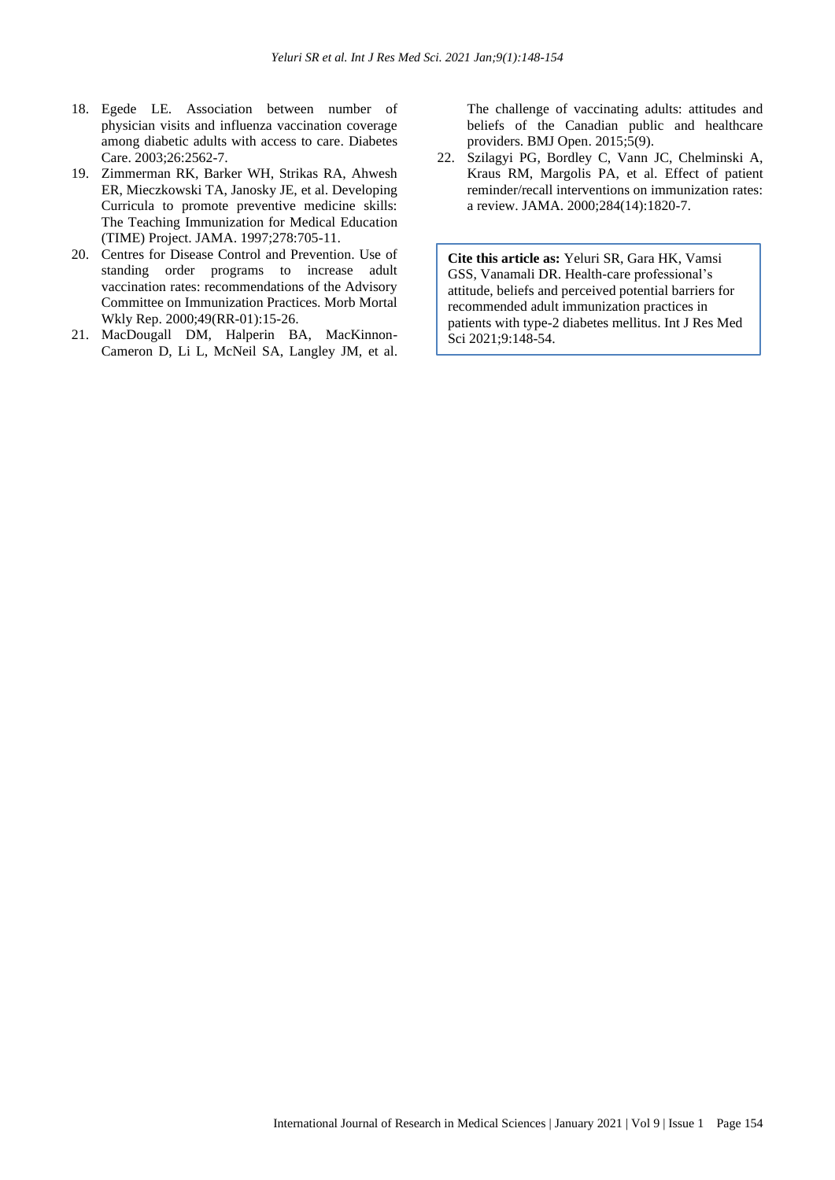18. Egede LE. Association between number of physician visits and influenza vaccination coverage among diabetic adults with access to care. Diabetes Care. 2003;26:2562-7.
19. Zimmerman RK, Barker WH, Strikas RA, Ahwesh ER, Mieczkowski TA, Janosky JE, et al. Developing Curricula to promote preventive medicine skills: The Teaching Immunization for Medical Education (TIME) Project. JAMA. 1997;278:705-11.
20. Centres for Disease Control and Prevention. Use of standing order programs to increase adult vaccination rates: recommendations of the Advisory Committee on Immunization Practices. Morb Mortal Wkly Rep. 2000;49(RR-01):15-26.
21. MacDougall DM, Halperin BA, MacKinnon-Cameron D, Li L, McNeil SA, Langley JM, et al. The challenge of vaccinating adults: attitudes and beliefs of the Canadian public and healthcare providers. BMJ Open. 2015;5(9).
22. Szilagyi PG, Bordley C, Vann JC, Chelminski A, Kraus RM, Margolis PA, et al. Effect of patient reminder/recall interventions on immunization rates: a review. JAMA. 2000;284(14):1820-7.

**Cite this article as:** Yeluri SR, Gara HK, Vamsi GSS, Vanamali DR. Health-care professional's attitude, beliefs and perceived potential barriers for recommended adult immunization practices in patients with type-2 diabetes mellitus. Int J Res Med Sci 2021;9:148-54.